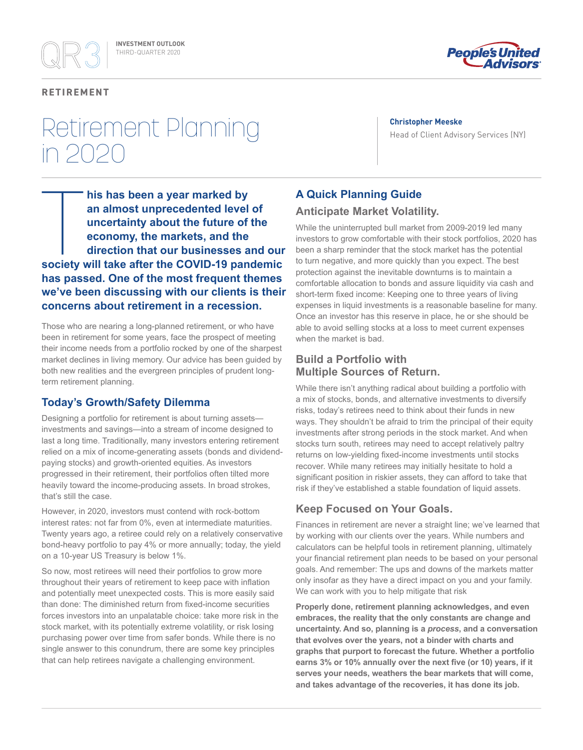RETIREMENT

# Retirement Planning in 2020

**Christopher Meeske**
Head of Client Advisory Services (NY)

**This has been a year marked by an almost unprecedented level of uncertainty about the future of the economy, the markets, and the direction that our businesses and our society will take after the COVID-19 pandemic has passed. One of the most frequent themes we've been discussing with our clients is their concerns about retirement in a recession.**

Those who are nearing a long-planned retirement, or who have been in retirement for some years, face the prospect of meeting their income needs from a portfolio rocked by one of the sharpest market declines in living memory. Our advice has been guided by both new realities and the evergreen principles of prudent long-term retirement planning.

## Today's Growth/Safety Dilemma

Designing a portfolio for retirement is about turning assets—investments and savings—into a stream of income designed to last a long time. Traditionally, many investors entering retirement relied on a mix of income-generating assets (bonds and dividend-paying stocks) and growth-oriented equities. As investors progressed in their retirement, their portfolios often tilted more heavily toward the income-producing assets. In broad strokes, that's still the case.

However, in 2020, investors must contend with rock-bottom interest rates: not far from 0%, even at intermediate maturities. Twenty years ago, a retiree could rely on a relatively conservative bond-heavy portfolio to pay 4% or more annually; today, the yield on a 10-year US Treasury is below 1%.

So now, most retirees will need their portfolios to grow more throughout their years of retirement to keep pace with inflation and potentially meet unexpected costs. This is more easily said than done: The diminished return from fixed-income securities forces investors into an unpalatable choice: take more risk in the stock market, with its potentially extreme volatility, or risk losing purchasing power over time from safer bonds. While there is no single answer to this conundrum, there are some key principles that can help retirees navigate a challenging environment.

## A Quick Planning Guide

### Anticipate Market Volatility.

While the uninterrupted bull market from 2009-2019 led many investors to grow comfortable with their stock portfolios, 2020 has been a sharp reminder that the stock market has the potential to turn negative, and more quickly than you expect. The best protection against the inevitable downturns is to maintain a comfortable allocation to bonds and assure liquidity via cash and short-term fixed income: Keeping one to three years of living expenses in liquid investments is a reasonable baseline for many. Once an investor has this reserve in place, he or she should be able to avoid selling stocks at a loss to meet current expenses when the market is bad.

### Build a Portfolio with Multiple Sources of Return.

While there isn't anything radical about building a portfolio with a mix of stocks, bonds, and alternative investments to diversify risks, today's retirees need to think about their funds in new ways. They shouldn't be afraid to trim the principal of their equity investments after strong periods in the stock market. And when stocks turn south, retirees may need to accept relatively paltry returns on low-yielding fixed-income investments until stocks recover. While many retirees may initially hesitate to hold a significant position in riskier assets, they can afford to take that risk if they've established a stable foundation of liquid assets.

### Keep Focused on Your Goals.

Finances in retirement are never a straight line; we've learned that by working with our clients over the years. While numbers and calculators can be helpful tools in retirement planning, ultimately your financial retirement plan needs to be based on your personal goals. And remember: The ups and downs of the markets matter only insofar as they have a direct impact on you and your family. We can work with you to help mitigate that risk

**Properly done, retirement planning acknowledges, and even embraces, the reality that the only constants are change and uncertainty. And so, planning is a *process*, and a conversation that evolves over the years, not a binder with charts and graphs that purport to forecast the future. Whether a portfolio earns 3% or 10% annually over the next five (or 10) years, if it serves your needs, weathers the bear markets that will come, and takes advantage of the recoveries, it has done its job.**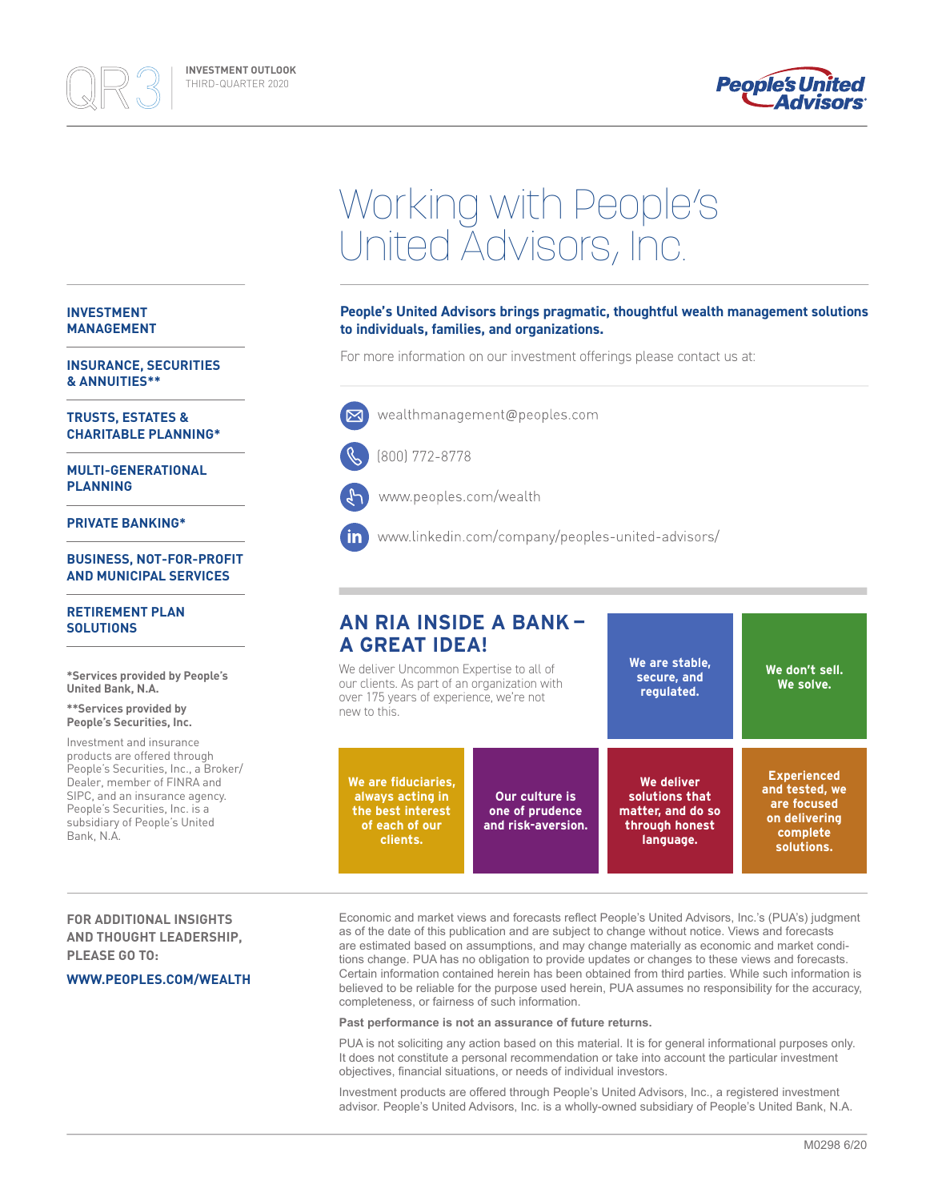# Working with People's United Advisors, Inc.

**People's United Advisors brings pragmatic, thoughtful wealth management solutions to individuals, families, and organizations.**

For more information on our investment offerings please contact us at:

wealthmanagement@peoples.com

(800) 772-8778

www.peoples.com/wealth

www.linkedin.com/company/peoples-united-advisors/

**INVESTMENT MANAGEMENT**

**INSURANCE, SECURITIES & ANNUITIES****

**TRUSTS, ESTATES & CHARITABLE PLANNING***

**MULTI-GENERATIONAL PLANNING**

**PRIVATE BANKING***

**BUSINESS, NOT-FOR-PROFIT AND MUNICIPAL SERVICES**

**RETIREMENT PLAN SOLUTIONS**

***Services provided by People's United Bank, N.A.**

****Services provided by People's Securities, Inc.**

Investment and insurance products are offered through People's Securities, Inc., a Broker/Dealer, member of FINRA and SIPC, and an insurance agency. People's Securities, Inc. is a subsidiary of People's United Bank, N.A.

## AN RIA INSIDE A BANK – A GREAT IDEA!

We deliver Uncommon Expertise to all of our clients. As part of an organization with over 175 years of experience, we're not new to this.

**We are stable, secure, and regulated.**

**We don't sell. We solve.**

**We are fiduciaries, always acting in the best interest of each of our clients.**

**Our culture is one of prudence and risk-aversion.**

**We deliver solutions that matter, and do so through honest language.**

**Experienced and tested, we are focused on delivering complete solutions.**

**FOR ADDITIONAL INSIGHTS AND THOUGHT LEADERSHIP, PLEASE GO TO:**

**WWW.PEOPLES.COM/WEALTH**

Economic and market views and forecasts reflect People's United Advisors, Inc.'s (PUA's) judgment as of the date of this publication and are subject to change without notice. Views and forecasts are estimated based on assumptions, and may change materially as economic and market conditions change. PUA has no obligation to provide updates or changes to these views and forecasts. Certain information contained herein has been obtained from third parties. While such information is believed to be reliable for the purpose used herein, PUA assumes no responsibility for the accuracy, completeness, or fairness of such information.

**Past performance is not an assurance of future returns.**

PUA is not soliciting any action based on this material. It is for general informational purposes only. It does not constitute a personal recommendation or take into account the particular investment objectives, financial situations, or needs of individual investors.

Investment products are offered through People's United Advisors, Inc., a registered investment advisor. People's United Advisors, Inc. is a wholly-owned subsidiary of People's United Bank, N.A.

M0298 6/20